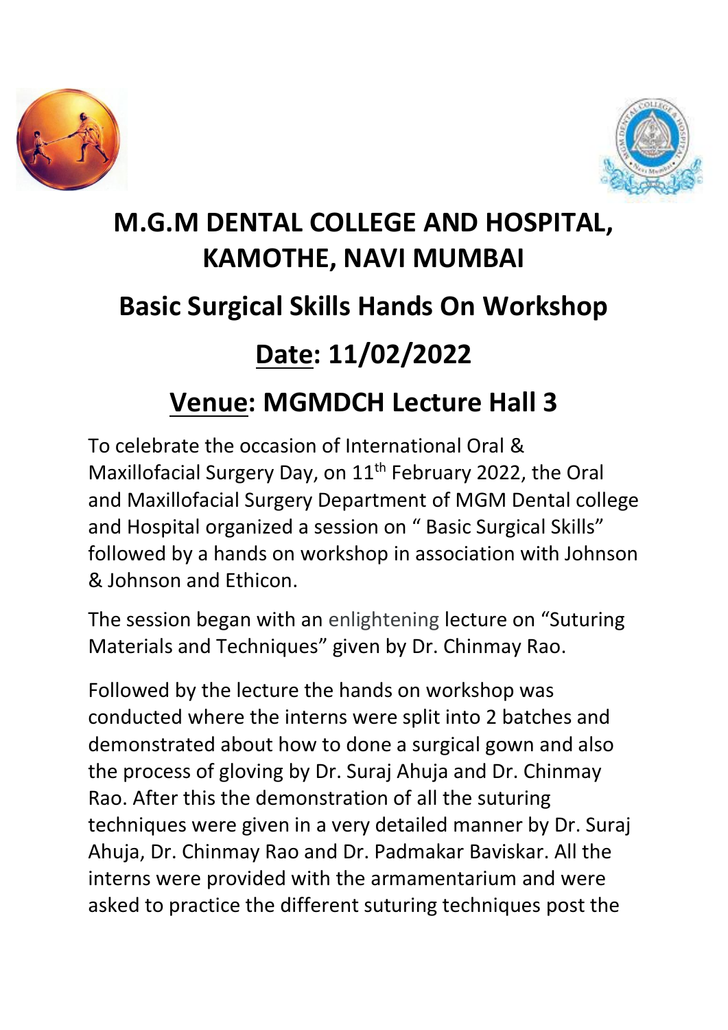# M.G.M DENTAL COLLEGE AND HOSPITAL, KAMOTHE, NAVI MUMBAI

## Basic Surgical Skills Hands On Workshop

## Date: 11/02/2022

## Venue: MGMDCH Lecture Hall 3

To celebrate the occasion of International Oral & Maxillofacial Surgery Day, on 11th February 2022, the Oral and Maxillofacial Surgery Department of MGM Dental college and Hospital organized a session on " Basic Surgical Skills" followed by a hands on workshop in association with Johnson & Johnson and Ethicon.

The session began with an enlightening lecture on "Suturing Materials and Techniques" given by Dr. Chinmay Rao.

Followed by the lecture the hands on workshop was conducted where the interns were split into 2 batches and demonstrated about how to done a surgical gown and also the process of gloving by Dr. Suraj Ahuja and Dr. Chinmay Rao. After this the demonstration of all the suturing techniques were given in a very detailed manner by Dr. Suraj Ahuja, Dr. Chinmay Rao and Dr. Padmakar Baviskar. All the interns were provided with the armamentarium and were asked to practice the different suturing techniques post the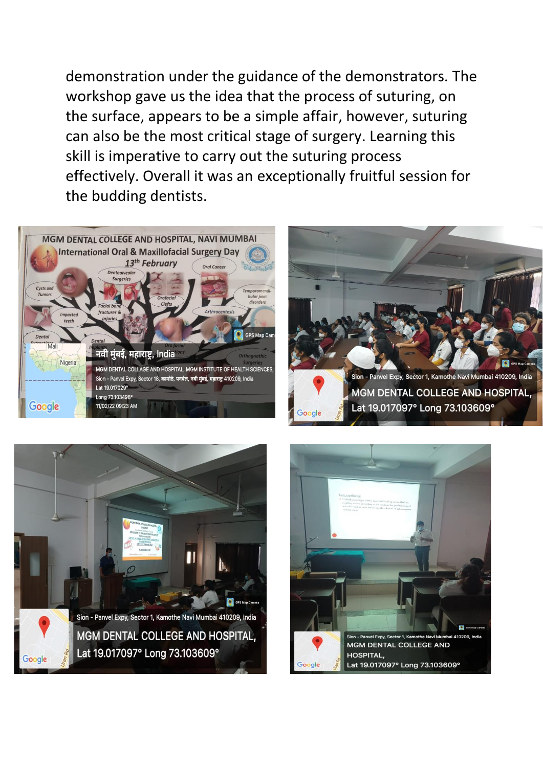demonstration under the guidance of the demonstrators. The workshop gave us the idea that the process of suturing, on the surface, appears to be a simple affair, however, suturing can also be the most critical stage of surgery. Learning this skill is imperative to carry out the suturing process effectively. Overall it was an exceptionally fruitful session for the budding dentists.